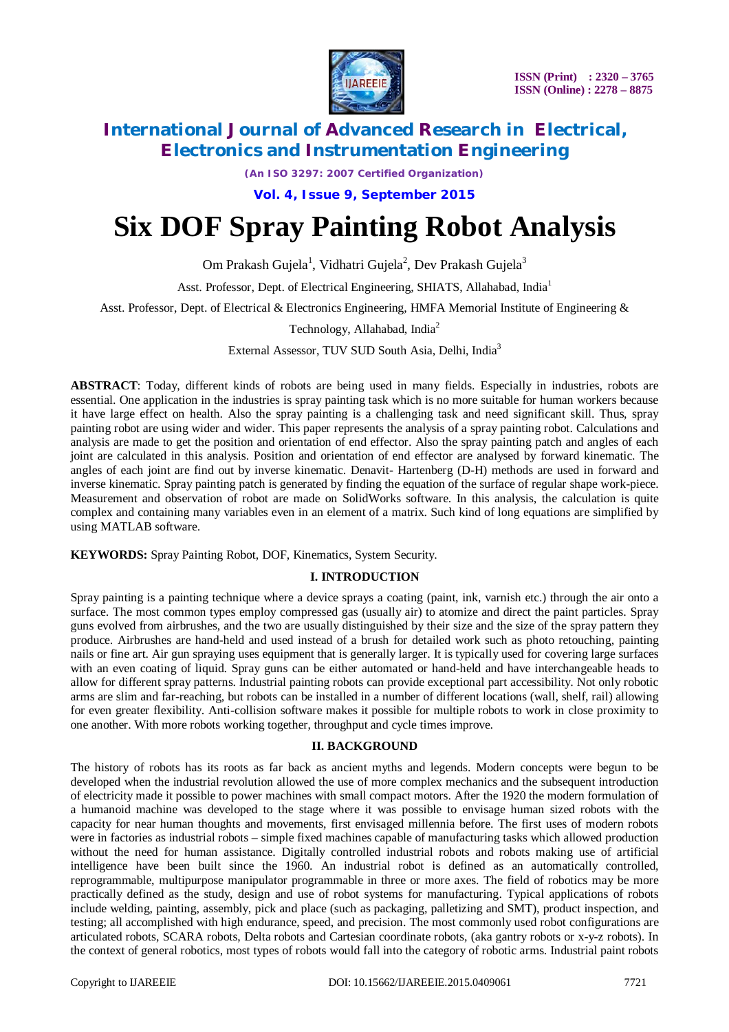# Six DOF Spray Painting Robot Analysis

Om Prakash Gujela[1], Vidhatri Gujela[2], Dev Prakash Gujela[3]

Asst. Professor, Dept. of Electrical Engineering, SHIATS, Allahabad, India[1]

Asst. Professor, Dept. of Electrical & Electronics Engineering, HMFA Memorial Institute of Engineering & Technology, Allahabad, India[2]

External Assessor, TUV SUD South Asia, Delhi, India[3]

**ABSTRACT**: Today, different kinds of robots are being used in many fields. Especially in industries, robots are essential. One application in the industries is spray painting task which is no more suitable for human workers because it have large effect on health. Also the spray painting is a challenging task and need significant skill. Thus, spray painting robot are using wider and wider. This paper represents the analysis of a spray painting robot. Calculations and analysis are made to get the position and orientation of end effector. Also the spray painting patch and angles of each joint are calculated in this analysis. Position and orientation of end effector are analysed by forward kinematic. The angles of each joint are find out by inverse kinematic. Denavit- Hartenberg (D-H) methods are used in forward and inverse kinematic. Spray painting patch is generated by finding the equation of the surface of regular shape work-piece. Measurement and observation of robot are made on SolidWorks software. In this analysis, the calculation is quite complex and containing many variables even in an element of a matrix. Such kind of long equations are simplified by using MATLAB software.

**KEYWORDS:** Spray Painting Robot, DOF, Kinematics, System Security.

## I. INTRODUCTION

Spray painting is a painting technique where a device sprays a coating (paint, ink, varnish etc.) through the air onto a surface. The most common types employ compressed gas (usually air) to atomize and direct the paint particles. Spray guns evolved from airbrushes, and the two are usually distinguished by their size and the size of the spray pattern they produce. Airbrushes are hand-held and used instead of a brush for detailed work such as photo retouching, painting nails or fine art. Air gun spraying uses equipment that is generally larger. It is typically used for covering large surfaces with an even coating of liquid. Spray guns can be either automated or hand-held and have interchangeable heads to allow for different spray patterns. Industrial painting robots can provide exceptional part accessibility. Not only robotic arms are slim and far-reaching, but robots can be installed in a number of different locations (wall, shelf, rail) allowing for even greater flexibility. Anti-collision software makes it possible for multiple robots to work in close proximity to one another. With more robots working together, throughput and cycle times improve.

## II. BACKGROUND

The history of robots has its roots as far back as ancient myths and legends. Modern concepts were begun to be developed when the industrial revolution allowed the use of more complex mechanics and the subsequent introduction of electricity made it possible to power machines with small compact motors. After the 1920 the modern formulation of a humanoid machine was developed to the stage where it was possible to envisage human sized robots with the capacity for near human thoughts and movements, first envisaged millennia before. The first uses of modern robots were in factories as industrial robots – simple fixed machines capable of manufacturing tasks which allowed production without the need for human assistance. Digitally controlled industrial robots and robots making use of artificial intelligence have been built since the 1960. An industrial robot is defined as an automatically controlled, reprogrammable, multipurpose manipulator programmable in three or more axes. The field of robotics may be more practically defined as the study, design and use of robot systems for manufacturing. Typical applications of robots include welding, painting, assembly, pick and place (such as packaging, palletizing and SMT), product inspection, and testing; all accomplished with high endurance, speed, and precision. The most commonly used robot configurations are articulated robots, SCARA robots, Delta robots and Cartesian coordinate robots, (aka gantry robots or x-y-z robots). In the context of general robotics, most types of robots would fall into the category of robotic arms. Industrial paint robots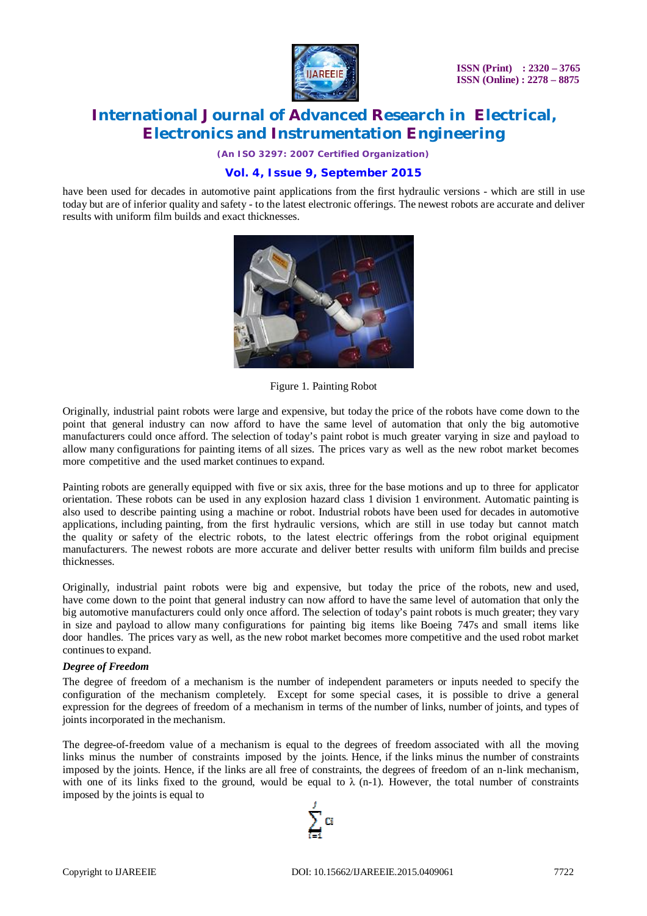have been used for decades in automotive paint applications from the first hydraulic versions - which are still in use today but are of inferior quality and safety - to the latest electronic offerings. The newest robots are accurate and deliver results with uniform film builds and exact thicknesses.

Figure 1. Painting Robot

Originally, industrial paint robots were large and expensive, but today the price of the robots have come down to the point that general industry can now afford to have the same level of automation that only the big automotive manufacturers could once afford. The selection of today's paint robot is much greater varying in size and payload to allow many configurations for painting items of all sizes. The prices vary as well as the new robot market becomes more competitive and the used market continues to expand.

Painting robots are generally equipped with five or six axis, three for the base motions and up to three for applicator orientation. These robots can be used in any explosion hazard class 1 division 1 environment. Automatic painting is also used to describe painting using a machine or robot. Industrial robots have been used for decades in automotive applications, including painting, from the first hydraulic versions, which are still in use today but cannot match the quality or safety of the electric robots, to the latest electric offerings from the robot original equipment manufacturers. The newest robots are more accurate and deliver better results with uniform film builds and precise thicknesses.

Originally, industrial paint robots were big and expensive, but today the price of the robots, new and used, have come down to the point that general industry can now afford to have the same level of automation that only the big automotive manufacturers could only once afford. The selection of today's paint robots is much greater; they vary in size and payload to allow many configurations for painting big items like Boeing 747s and small items like door handles. The prices vary as well, as the new robot market becomes more competitive and the used robot market continues to expand.

***Degree of Freedom***

The degree of freedom of a mechanism is the number of independent parameters or inputs needed to specify the configuration of the mechanism completely. Except for some special cases, it is possible to drive a general expression for the degrees of freedom of a mechanism in terms of the number of links, number of joints, and types of joints incorporated in the mechanism.

The degree-of-freedom value of a mechanism is equal to the degrees of freedom associated with all the moving links minus the number of constraints imposed by the joints. Hence, if the links minus the number of constraints imposed by the joints. Hence, if the links are all free of constraints, the degrees of freedom of an n-link mechanism, with one of its links fixed to the ground, would be equal to $\lambda$ (n-1). However, the total number of constraints imposed by the joints is equal to

$$\sum_{i=1}^{j} c_i$$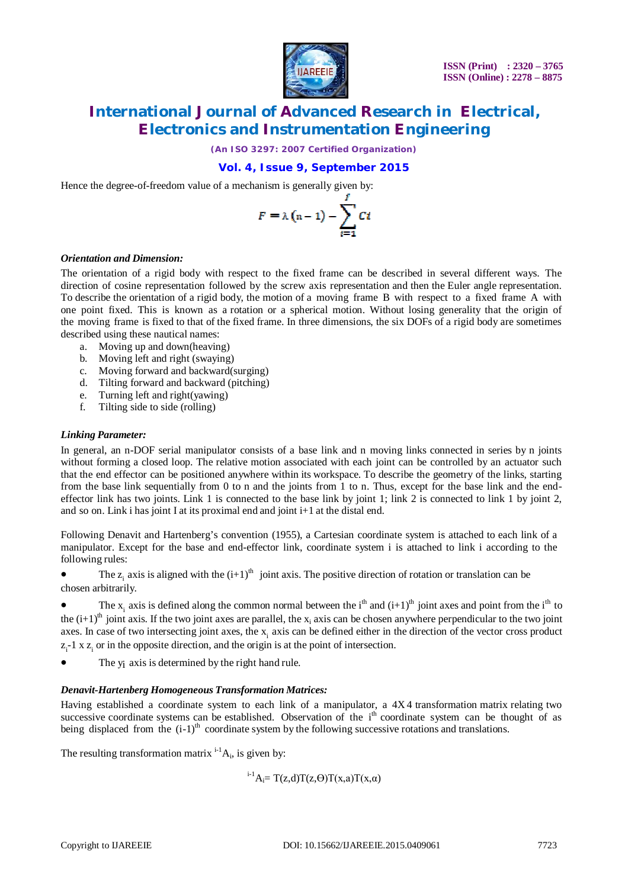Hence the degree-of-freedom value of a mechanism is generally given by:

$$F = \lambda\,(n-1) - \sum_{i=1}^{J} Ci$$

***Orientation and Dimension:***

The orientation of a rigid body with respect to the fixed frame can be described in several different ways. The direction of cosine representation followed by the screw axis representation and then the Euler angle representation. To describe the orientation of a rigid body, the motion of a moving frame B with respect to a fixed frame A with one point fixed. This is known as a rotation or a spherical motion. Without losing generality that the origin of the moving frame is fixed to that of the fixed frame. In three dimensions, the six DOFs of a rigid body are sometimes described using these nautical names:

a. Moving up and down(heaving)
b. Moving left and right (swaying)
c. Moving forward and backward(surging)
d. Tilting forward and backward (pitching)
e. Turning left and right(yawing)
f. Tilting side to side (rolling)

***Linking Parameter:***

In general, an n-DOF serial manipulator consists of a base link and n moving links connected in series by n joints without forming a closed loop. The relative motion associated with each joint can be controlled by an actuator such that the end effector can be positioned anywhere within its workspace. To describe the geometry of the links, starting from the base link sequentially from 0 to n and the joints from 1 to n. Thus, except for the base link and the end-effector link has two joints. Link 1 is connected to the base link by joint 1; link 2 is connected to link 1 by joint 2, and so on. Link i has joint I at its proximal end and joint i+1 at the distal end.

Following Denavit and Hartenberg's convention (1955), a Cartesian coordinate system is attached to each link of a manipulator. Except for the base and end-effector link, coordinate system i is attached to link i according to the following rules:

- The $z_i$ axis is aligned with the $(i+1)^{th}$ joint axis. The positive direction of rotation or translation can be chosen arbitrarily.
- The $x_i$ axis is defined along the common normal between the $i^{th}$ and $(i+1)^{th}$ joint axes and point from the $i^{th}$ to the $(i+1)^{th}$ joint axis. If the two joint axes are parallel, the $x_i$ axis can be chosen anywhere perpendicular to the two joint axes. In case of two intersecting joint axes, the $x_i$ axis can be defined either in the direction of the vector cross product $z_i$-1 x $z_i$ or in the opposite direction, and the origin is at the point of intersection.
- The $y_i$ axis is determined by the right hand rule.

***Denavit-Hartenberg Homogeneous Transformation Matrices:***

Having established a coordinate system to each link of a manipulator, a 4X4 transformation matrix relating two successive coordinate systems can be established. Observation of the $i^{th}$ coordinate system can be thought of as being displaced from the $(i-1)^{th}$ coordinate system by the following successive rotations and translations.

The resulting transformation matrix $^{i-1}A_i$, is given by:

$$^{i-1}A_i = T(z,d)T(z,\Theta)T(x,a)T(x,\alpha)$$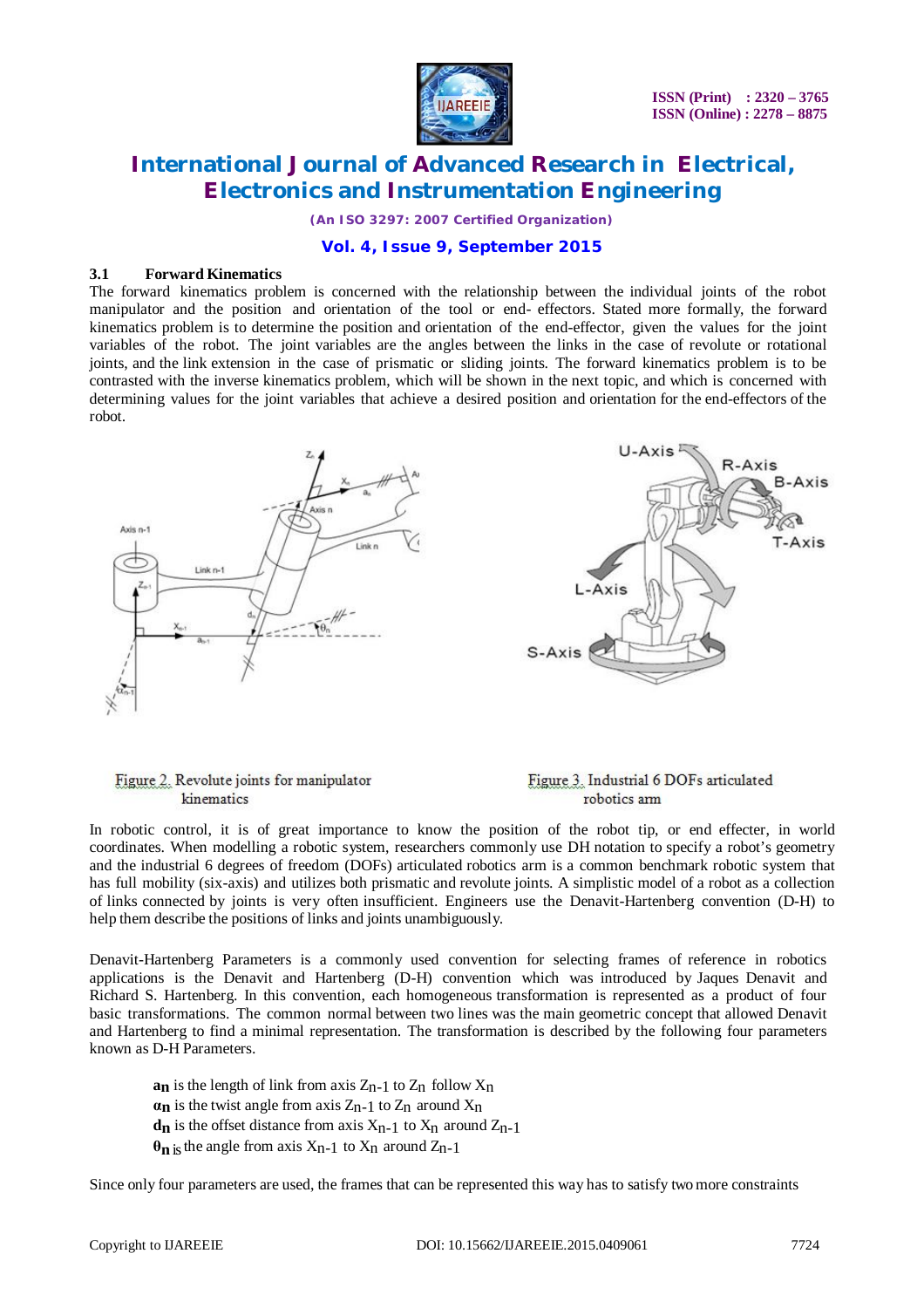### 3.1 Forward Kinematics

The forward kinematics problem is concerned with the relationship between the individual joints of the robot manipulator and the position and orientation of the tool or end- effectors. Stated more formally, the forward kinematics problem is to determine the position and orientation of the end-effector, given the values for the joint variables of the robot. The joint variables are the angles between the links in the case of revolute or rotational joints, and the link extension in the case of prismatic or sliding joints. The forward kinematics problem is to be contrasted with the inverse kinematics problem, which will be shown in the next topic, and which is concerned with determining values for the joint variables that achieve a desired position and orientation for the end-effectors of the robot.

Figure 2. Revolute joints for manipulator kinematics

Figure 3. Industrial 6 DOFs articulated robotics arm

In robotic control, it is of great importance to know the position of the robot tip, or end effecter, in world coordinates. When modelling a robotic system, researchers commonly use DH notation to specify a robot's geometry and the industrial 6 degrees of freedom (DOFs) articulated robotics arm is a common benchmark robotic system that has full mobility (six-axis) and utilizes both prismatic and revolute joints. A simplistic model of a robot as a collection of links connected by joints is very often insufficient. Engineers use the Denavit-Hartenberg convention (D-H) to help them describe the positions of links and joints unambiguously.

Denavit-Hartenberg Parameters is a commonly used convention for selecting frames of reference in robotics applications is the Denavit and Hartenberg (D-H) convention which was introduced by Jaques Denavit and Richard S. Hartenberg. In this convention, each homogeneous transformation is represented as a product of four basic transformations. The common normal between two lines was the main geometric concept that allowed Denavit and Hartenberg to find a minimal representation. The transformation is described by the following four parameters known as D-H Parameters.

**$a_n$** is the length of link from axis $Z_{n-1}$ to $Z_n$ follow $X_n$
**$\alpha_n$** is the twist angle from axis $Z_{n-1}$ to $Z_n$ around $X_n$
**$d_n$** is the offset distance from axis $X_{n-1}$ to $X_n$ around $Z_{n-1}$
**$\theta_n$** is the angle from axis $X_{n-1}$ to $X_n$ around $Z_{n-1}$

Since only four parameters are used, the frames that can be represented this way has to satisfy two more constraints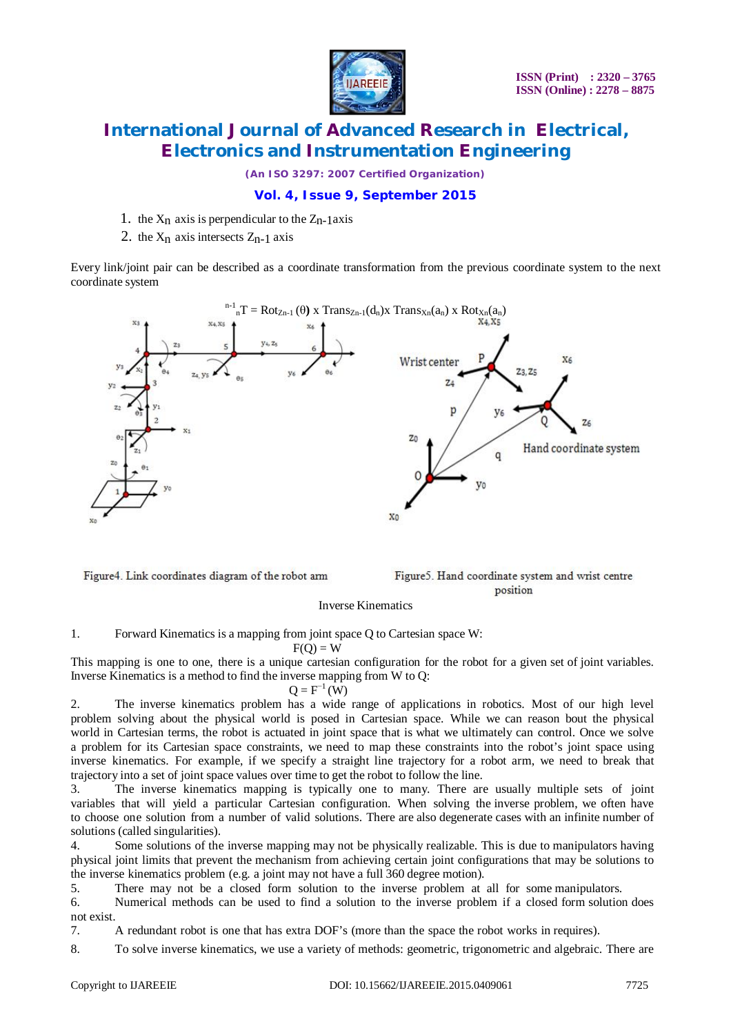1. the $X_n$ axis is perpendicular to the $Z_{n-1}$axis
2. the $X_n$ axis intersects $Z_{n-1}$ axis

Every link/joint pair can be described as a coordinate transformation from the previous coordinate system to the next coordinate system

$$^{n-1}{}_{n}T = Rot_{Z_{n-1}}(\theta) \times Trans_{Z_{n-1}}(d_n) \times Trans_{X_n}(a_n) \times Rot_{X_n}(a_n)$$

Figure4. Link coordinates diagram of the robot arm

Figure5. Hand coordinate system and wrist centre position

Inverse Kinematics

1. Forward Kinematics is a mapping from joint space Q to Cartesian space W:

$$F(Q) = W$$

This mapping is one to one, there is a unique cartesian configuration for the robot for a given set of joint variables. Inverse Kinematics is a method to find the inverse mapping from W to Q:

$$Q = F^{-1}(W)$$

2. The inverse kinematics problem has a wide range of applications in robotics. Most of our high level problem solving about the physical world is posed in Cartesian space. While we can reason bout the physical world in Cartesian terms, the robot is actuated in joint space that is what we ultimately can control. Once we solve a problem for its Cartesian space constraints, we need to map these constraints into the robot's joint space using inverse kinematics. For example, if we specify a straight line trajectory for a robot arm, we need to break that trajectory into a set of joint space values over time to get the robot to follow the line.
3. The inverse kinematics mapping is typically one to many. There are usually multiple sets of joint variables that will yield a particular Cartesian configuration. When solving the inverse problem, we often have to choose one solution from a number of valid solutions. There are also degenerate cases with an infinite number of solutions (called singularities).
4. Some solutions of the inverse mapping may not be physically realizable. This is due to manipulators having physical joint limits that prevent the mechanism from achieving certain joint configurations that may be solutions to the inverse kinematics problem (e.g. a joint may not have a full 360 degree motion).
5. There may not be a closed form solution to the inverse problem at all for some manipulators.
6. Numerical methods can be used to find a solution to the inverse problem if a closed form solution does not exist.
7. A redundant robot is one that has extra DOF's (more than the space the robot works in requires).
8. To solve inverse kinematics, we use a variety of methods: geometric, trigonometric and algebraic. There are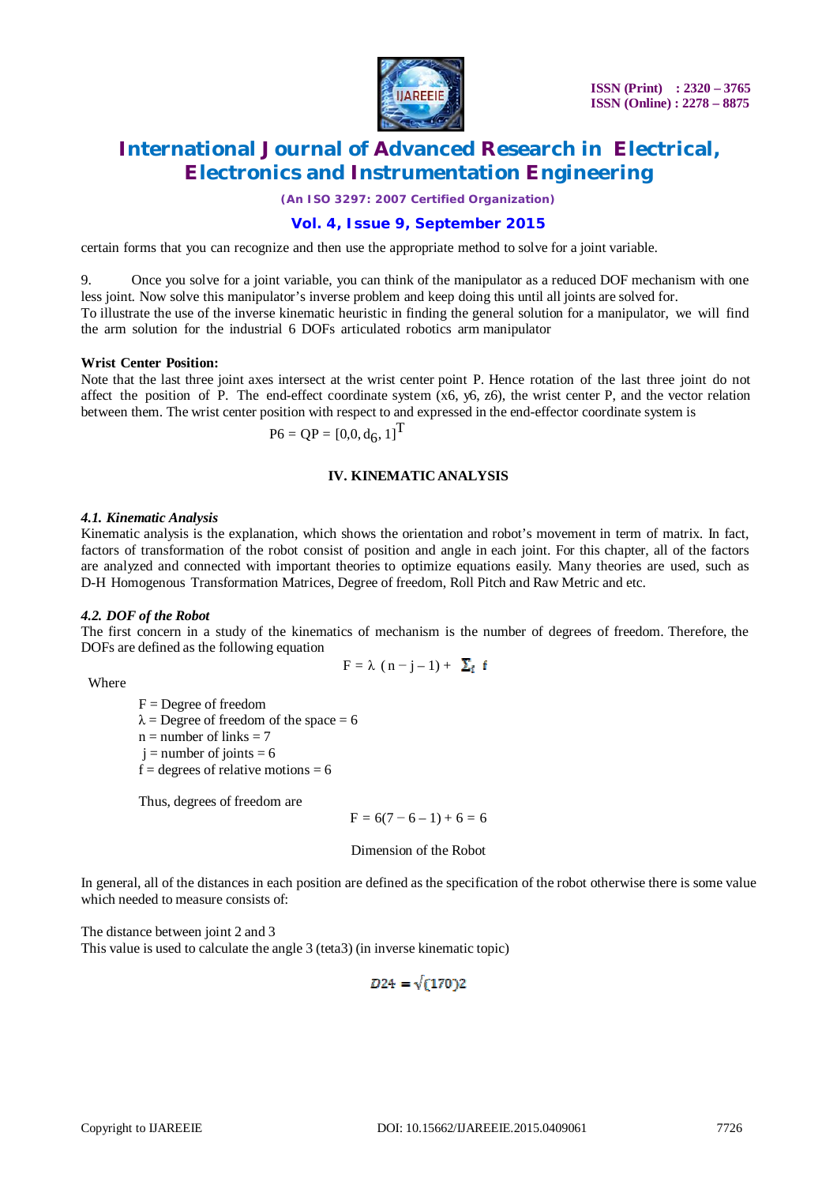certain forms that you can recognize and then use the appropriate method to solve for a joint variable.

9. Once you solve for a joint variable, you can think of the manipulator as a reduced DOF mechanism with one less joint. Now solve this manipulator's inverse problem and keep doing this until all joints are solved for.
To illustrate the use of the inverse kinematic heuristic in finding the general solution for a manipulator, we will find the arm solution for the industrial 6 DOFs articulated robotics arm manipulator

**Wrist Center Position:**
Note that the last three joint axes intersect at the wrist center point P. Hence rotation of the last three joint do not affect the position of P. The end-effect coordinate system (x6, y6, z6), the wrist center P, and the vector relation between them. The wrist center position with respect to and expressed in the end-effector coordinate system is

$$P6 = QP = [0,0,d_6,1]^T$$

## IV. KINEMATIC ANALYSIS

### *4.1. Kinematic Analysis*
Kinematic analysis is the explanation, which shows the orientation and robot's movement in term of matrix. In fact, factors of transformation of the robot consist of position and angle in each joint. For this chapter, all of the factors are analyzed and connected with important theories to optimize equations easily. Many theories are used, such as D-H Homogenous Transformation Matrices, Degree of freedom, Roll Pitch and Raw Metric and etc.

### *4.2. DOF of the Robot*
The first concern in a study of the kinematics of mechanism is the number of degrees of freedom. Therefore, the DOFs are defined as the following equation

$$F = \lambda\ (n - j - 1) + \sum_i f$$

Where

F = Degree of freedom
$\lambda$ = Degree of freedom of the space = 6
n = number of links = 7
j = number of joints = 6
f = degrees of relative motions = 6

Thus, degrees of freedom are

$$F = 6(7 - 6 - 1) + 6 = 6$$

Dimension of the Robot

In general, all of the distances in each position are defined as the specification of the robot otherwise there is some value which needed to measure consists of:

The distance between joint 2 and 3
This value is used to calculate the angle 3 (teta3) (in inverse kinematic topic)

$$D24 = \sqrt{(170)2}$$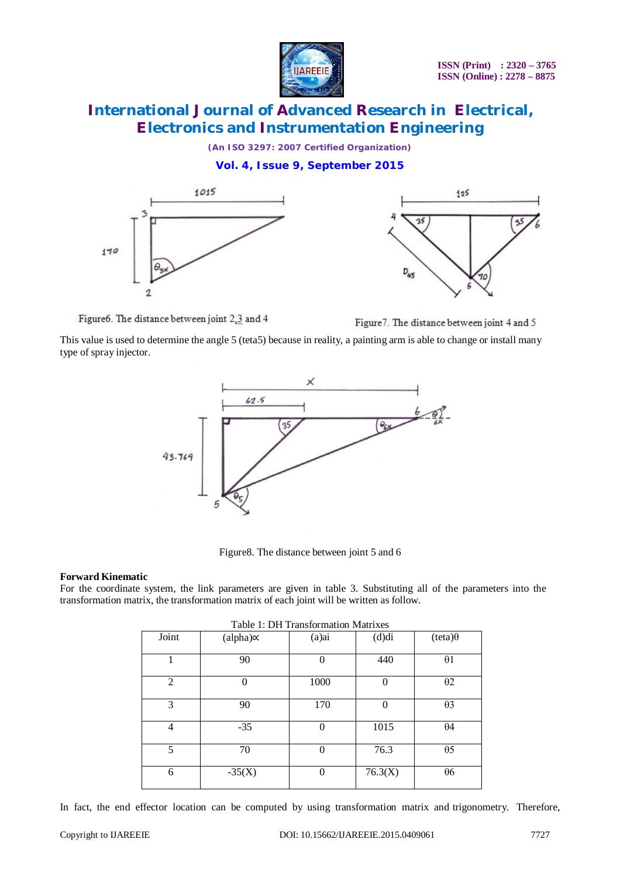Figure6. The distance between joint 2,3 and 4

Figure7. The distance between joint 4 and 5

This value is used to determine the angle 5 (teta5) because in reality, a painting arm is able to change or install many type of spray injector.

Figure8. The distance between joint 5 and 6

**Forward Kinematic**

For the coordinate system, the link parameters are given in table 3. Substituting all of the parameters into the transformation matrix, the transformation matrix of each joint will be written as follow.

Table 1: DH Transformation Matrixes

| Joint | (alpha)∝ | (a)ai | (d)di | (teta)θ |
|---|---|---|---|---|
| 1 | 90 | 0 | 440 | θ1 |
| 2 | 0 | 1000 | 0 | θ2 |
| 3 | 90 | 170 | 0 | θ3 |
| 4 | -35 | 0 | 1015 | θ4 |
| 5 | 70 | 0 | 76.3 | θ5 |
| 6 | -35(X) | 0 | 76.3(X) | θ6 |

In fact, the end effector location can be computed by using transformation matrix and trigonometry. Therefore,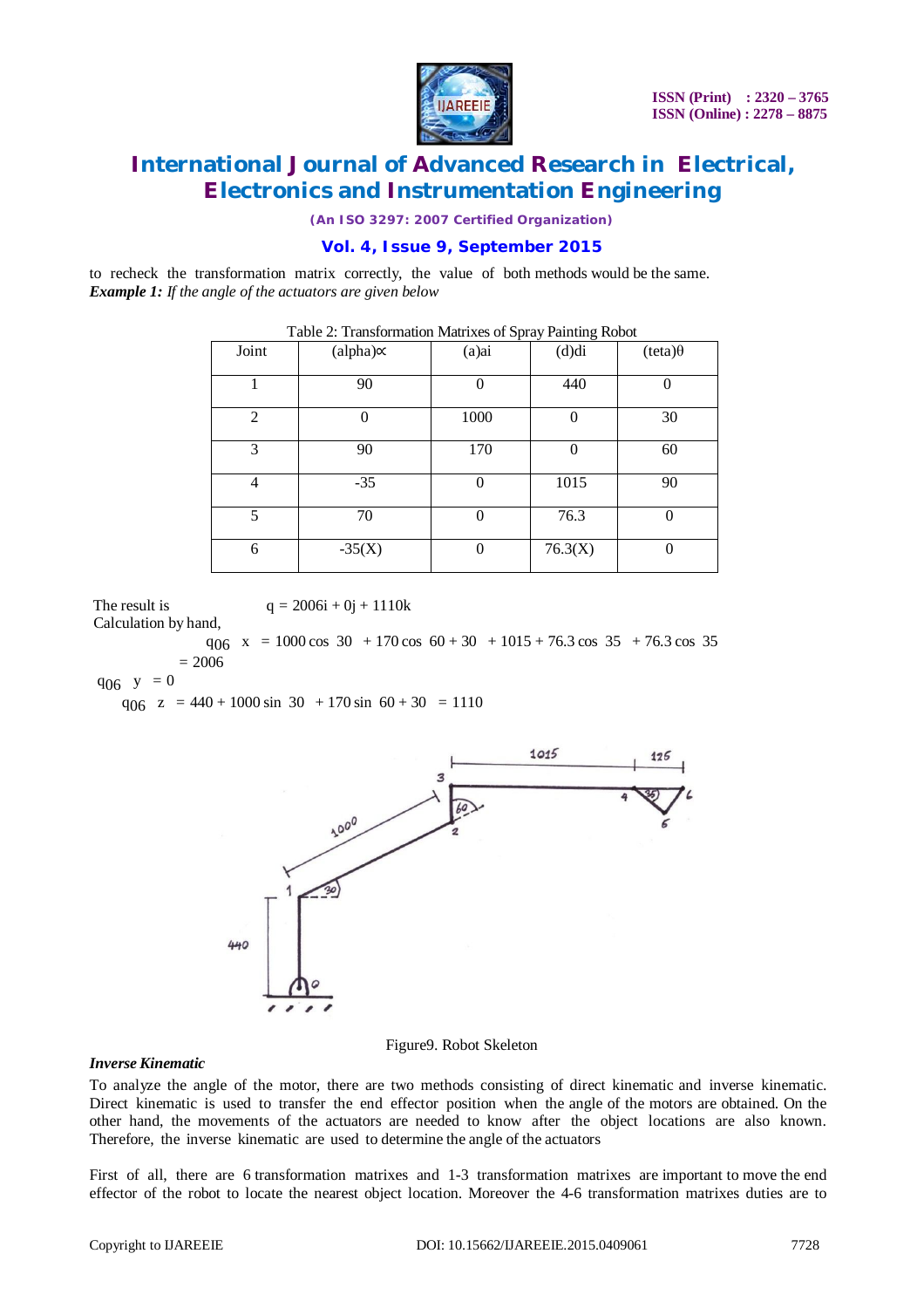to recheck the transformation matrix correctly, the value of both methods would be the same.

***Example 1:*** *If the angle of the actuators are given below*

Table 2: Transformation Matrixes of Spray Painting Robot

| Joint | (alpha)∝ | (a)ai | (d)di | (teta)θ |
|---|---|---|---|---|
| 1 | 90 | 0 | 440 | 0 |
| 2 | 0 | 1000 | 0 | 30 |
| 3 | 90 | 170 | 0 | 60 |
| 4 | -35 | 0 | 1015 | 90 |
| 5 | 70 | 0 | 76.3 | 0 |
| 6 | -35(X) | 0 | 76.3(X) | 0 |

The result is $q = 2006i + 0j + 1110k$

Calculation by hand,

$$q_{06}\ x = 1000\cos 30 + 170\cos 60 + 30 + 1015 + 76.3\cos 35 + 76.3\cos 35$$
$$= 2006$$

$$q_{06}\ y = 0$$

$$q_{06}\ z = 440 + 1000\sin 30 + 170\sin 60 + 30 = 1110$$

Figure9. Robot Skeleton

***Inverse Kinematic***

To analyze the angle of the motor, there are two methods consisting of direct kinematic and inverse kinematic. Direct kinematic is used to transfer the end effector position when the angle of the motors are obtained. On the other hand, the movements of the actuators are needed to know after the object locations are also known. Therefore, the inverse kinematic are used to determine the angle of the actuators

First of all, there are 6 transformation matrixes and 1-3 transformation matrixes are important to move the end effector of the robot to locate the nearest object location. Moreover the 4-6 transformation matrixes duties are to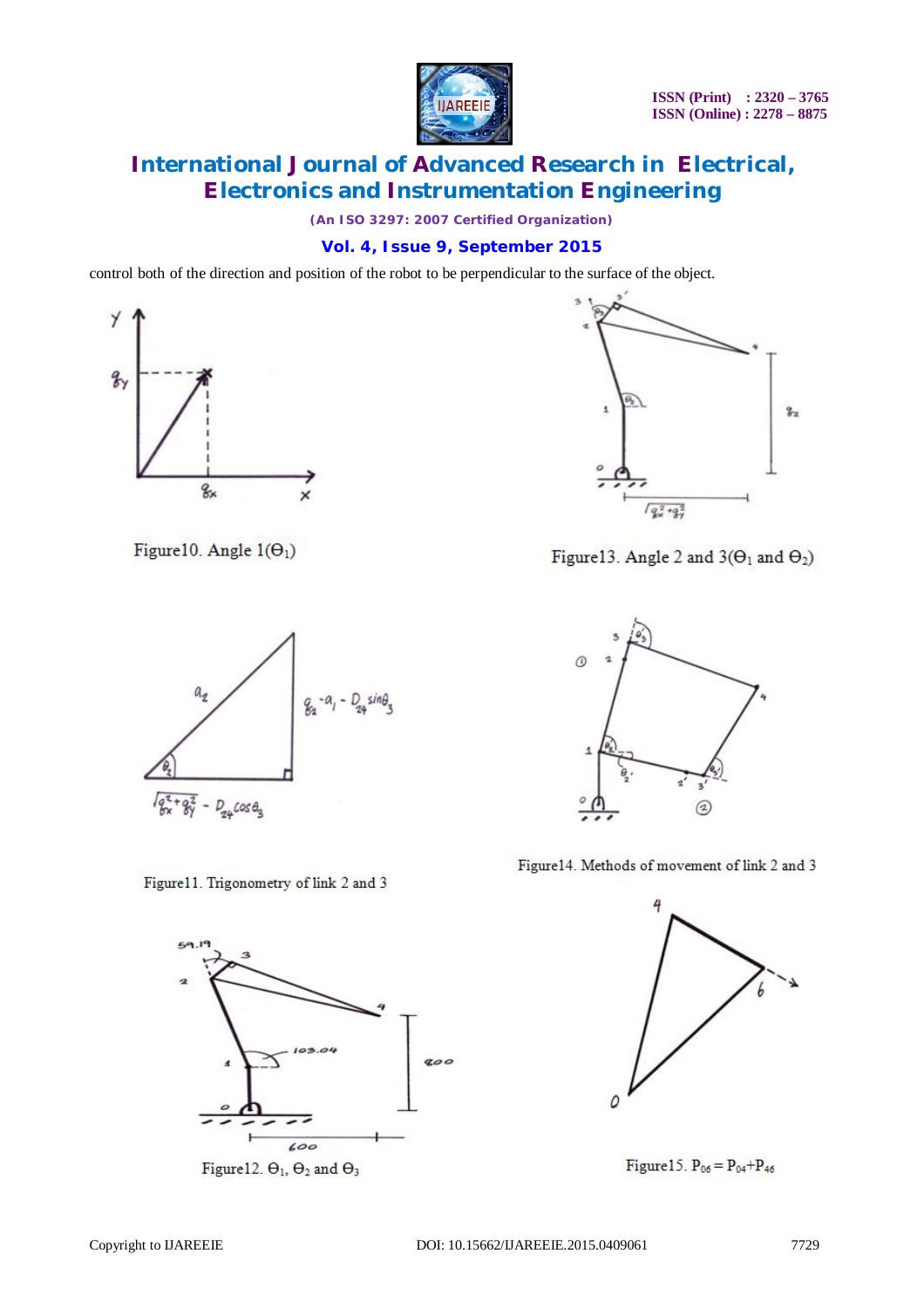control both of the direction and position of the robot to be perpendicular to the surface of the object.

Figure10. Angle 1($\Theta_1$)

Figure13. Angle 2 and 3($\Theta_1$ and $\Theta_2$)

Figure11. Trigonometry of link 2 and 3

Figure14. Methods of movement of link 2 and 3

Figure12. $\Theta_1$, $\Theta_2$ and $\Theta_3$

Figure15. $P_{06} = P_{04} + P_{46}$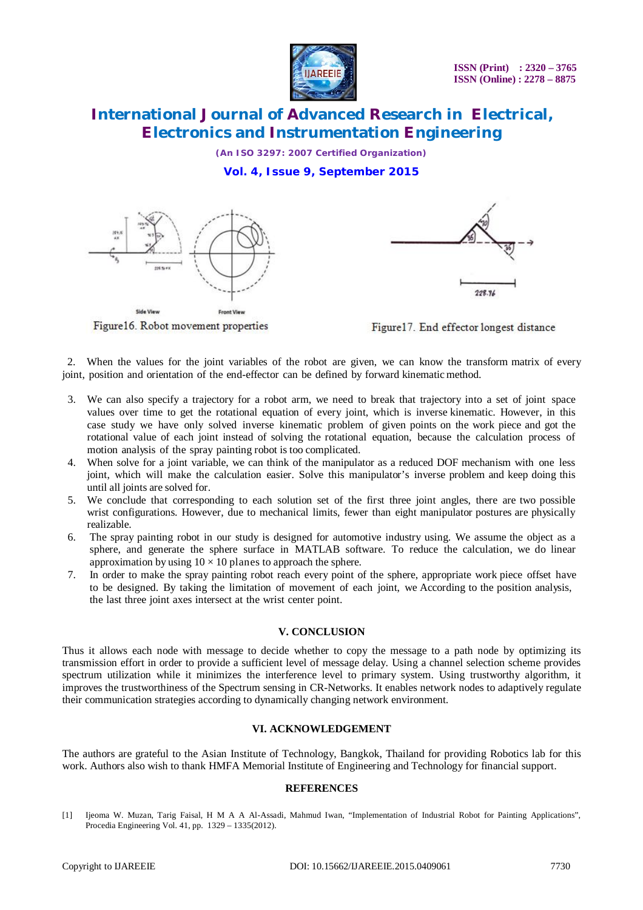Figure16. Robot movement properties

Figure17. End effector longest distance

2. When the values for the joint variables of the robot are given, we can know the transform matrix of every joint, position and orientation of the end-effector can be defined by forward kinematic method.

3. We can also specify a trajectory for a robot arm, we need to break that trajectory into a set of joint space values over time to get the rotational equation of every joint, which is inverse kinematic. However, in this case study we have only solved inverse kinematic problem of given points on the work piece and got the rotational value of each joint instead of solving the rotational equation, because the calculation process of motion analysis of the spray painting robot is too complicated.
4. When solve for a joint variable, we can think of the manipulator as a reduced DOF mechanism with one less joint, which will make the calculation easier. Solve this manipulator's inverse problem and keep doing this until all joints are solved for.
5. We conclude that corresponding to each solution set of the first three joint angles, there are two possible wrist configurations. However, due to mechanical limits, fewer than eight manipulator postures are physically realizable.
6. The spray painting robot in our study is designed for automotive industry using. We assume the object as a sphere, and generate the sphere surface in MATLAB software. To reduce the calculation, we do linear approximation by using $10 \times 10$ planes to approach the sphere.
7. In order to make the spray painting robot reach every point of the sphere, appropriate work piece offset have to be designed. By taking the limitation of movement of each joint, we According to the position analysis, the last three joint axes intersect at the wrist center point.

## V. CONCLUSION

Thus it allows each node with message to decide whether to copy the message to a path node by optimizing its transmission effort in order to provide a sufficient level of message delay. Using a channel selection scheme provides spectrum utilization while it minimizes the interference level to primary system. Using trustworthy algorithm, it improves the trustworthiness of the Spectrum sensing in CR-Networks. It enables network nodes to adaptively regulate their communication strategies according to dynamically changing network environment.

## VI. ACKNOWLEDGEMENT

The authors are grateful to the Asian Institute of Technology, Bangkok, Thailand for providing Robotics lab for this work. Authors also wish to thank HMFA Memorial Institute of Engineering and Technology for financial support.

## REFERENCES

[1] Ijeoma W. Muzan, Tarig Faisal, H M A A Al-Assadi, Mahmud Iwan, "Implementation of Industrial Robot for Painting Applications", Procedia Engineering Vol. 41, pp. 1329 – 1335(2012).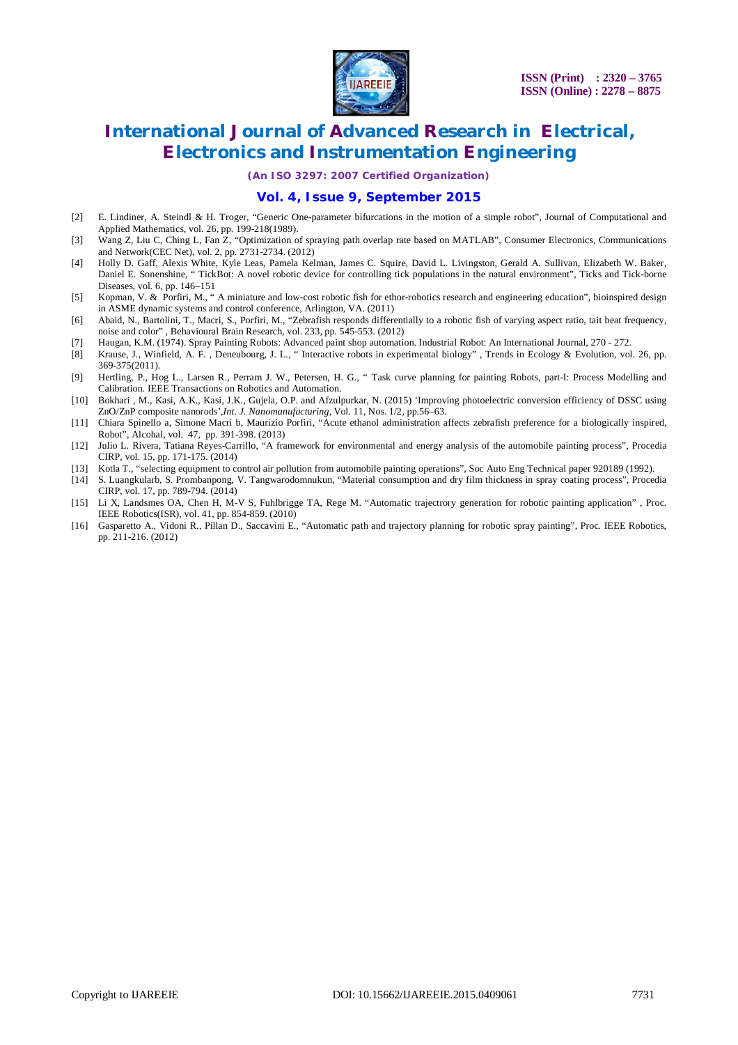[2] E. Lindiner, A. Steindl & H. Troger, "Generic One-parameter bifurcations in the motion of a simple robot", Journal of Computational and Applied Mathematics, vol. 26, pp. 199-218(1989).

[3] Wang Z, Liu C, Ching L, Fan Z, "Optimization of spraying path overlap rate based on MATLAB", Consumer Electronics, Communications and Network(CEC Net), vol. 2, pp. 2731-2734. (2012)

[4] Holly D. Gaff, Alexis White, Kyle Leas, Pamela Kelman, James C. Squire, David L. Livingston, Gerald A. Sullivan, Elizabeth W. Baker, Daniel E. Sonenshine, " TickBot: A novel robotic device for controlling tick populations in the natural environment", Ticks and Tick-borne Diseases, vol. 6, pp. 146–151

[5] Kopman, V. & Porfiri, M., " A miniature and low-cost robotic fish for ethor-robotics research and engineering education", bioinspired design in ASME dynamic systems and control conference, Arlington, VA. (2011)

[6] Abaid, N., Bartolini, T., Macri, S., Porfiri, M., "Zebrafish responds differentially to a robotic fish of varying aspect ratio, tait beat frequency, noise and color" , Behavioural Brain Research, vol. 233, pp. 545-553. (2012)

[7] Haugan, K.M. (1974). Spray Painting Robots: Advanced paint shop automation. Industrial Robot: An International Journal, 270 - 272.

[8] Krause, J., Winfield, A. F. , Deneubourg, J. L., " Interactive robots in experimental biology" , Trends in Ecology & Evolution, vol. 26, pp. 369-375(2011).

[9] Hertling, P., Hog L., Larsen R., Perram J. W., Petersen, H. G., " Task curve planning for painting Robots, part-I: Process Modelling and Calibration. IEEE Transactions on Robotics and Automation.

[10] Bokhari , M., Kasi, A.K., Kasi, J.K., Gujela, O.P. and Afzulpurkar, N. (2015) 'Improving photoelectric conversion efficiency of DSSC using ZnO/ZnP composite nanorods',*Int. J. Nanomanufacturing*, Vol. 11, Nos. 1/2, pp.56–63.

[11] Chiara Spinello a, Simone Macrì b, Maurizio Porfiri, "Acute ethanol administration affects zebrafish preference for a biologically inspired, Robot", Alcohal, vol. 47, pp. 391-398. (2013)

[12] Julio L. Rivera, Tatiana Reyes-Carrillo, "A framework for environmental and energy analysis of the automobile painting process", Procedia CIRP, vol. 15, pp. 171-175. (2014)

[13] Kotla T., "selecting equipment to control air pollution from automobile painting operations", Soc Auto Eng Technical paper 920189 (1992).

[14] S. Luangkularb, S. Prombanpong, V. Tangwarodomnukun, "Material consumption and dry film thickness in spray coating process", Procedia CIRP, vol. 17, pp. 789-794. (2014)

[15] Li X, Landsmes OA, Chen H, M-V S, Fuhlbrigge TA, Rege M. "Automatic trajectrory generation for robotic painting application" , Proc. IEEE Robotics(ISR), vol. 41, pp. 854-859. (2010)

[16] Gasparetto A., Vidoni R., Pillan D., Saccavini E., "Automatic path and trajectory planning for robotic spray painting", Proc. IEEE Robotics, pp. 211-216. (2012)